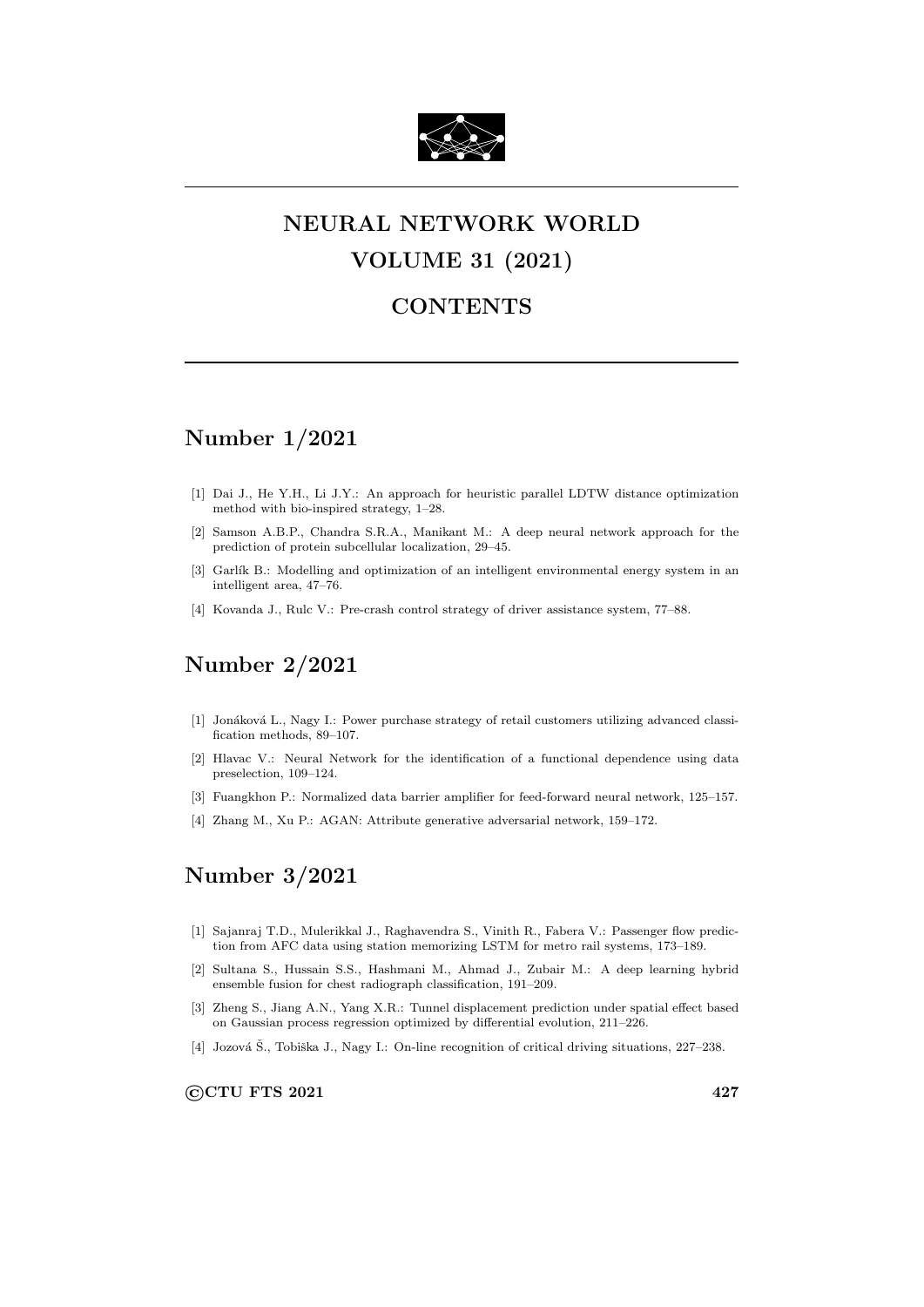# NEURAL NETWORK WORLD

# VOLUME 31 (2021)

# CONTENTS

## Number 1/2021

[1] Dai J., He Y.H., Li J.Y.: An approach for heuristic parallel LDTW distance optimization method with bio-inspired strategy, 1–28.

[2] Samson A.B.P., Chandra S.R.A., Manikant M.: A deep neural network approach for the prediction of protein subcellular localization, 29–45.

[3] Garlík B.: Modelling and optimization of an intelligent environmental energy system in an intelligent area, 47–76.

[4] Kovanda J., Rulc V.: Pre-crash control strategy of driver assistance system, 77–88.

## Number 2/2021

[1] Jonáková L., Nagy I.: Power purchase strategy of retail customers utilizing advanced classification methods, 89–107.

[2] Hlavac V.: Neural Network for the identification of a functional dependence using data preselection, 109–124.

[3] Fuangkhon P.: Normalized data barrier amplifier for feed-forward neural network, 125–157.

[4] Zhang M., Xu P.: AGAN: Attribute generative adversarial network, 159–172.

## Number 3/2021

[1] Sajanraj T.D., Mulerikkal J., Raghavendra S., Vinith R., Fabera V.: Passenger flow prediction from AFC data using station memorizing LSTM for metro rail systems, 173–189.

[2] Sultana S., Hussain S.S., Hashmani M., Ahmad J., Zubair M.: A deep learning hybrid ensemble fusion for chest radiograph classification, 191–209.

[3] Zheng S., Jiang A.N., Yang X.R.: Tunnel displacement prediction under spatial effect based on Gaussian process regression optimized by differential evolution, 211–226.

[4] Jozová Š., Tobiška J., Nagy I.: On-line recognition of critical driving situations, 227–238.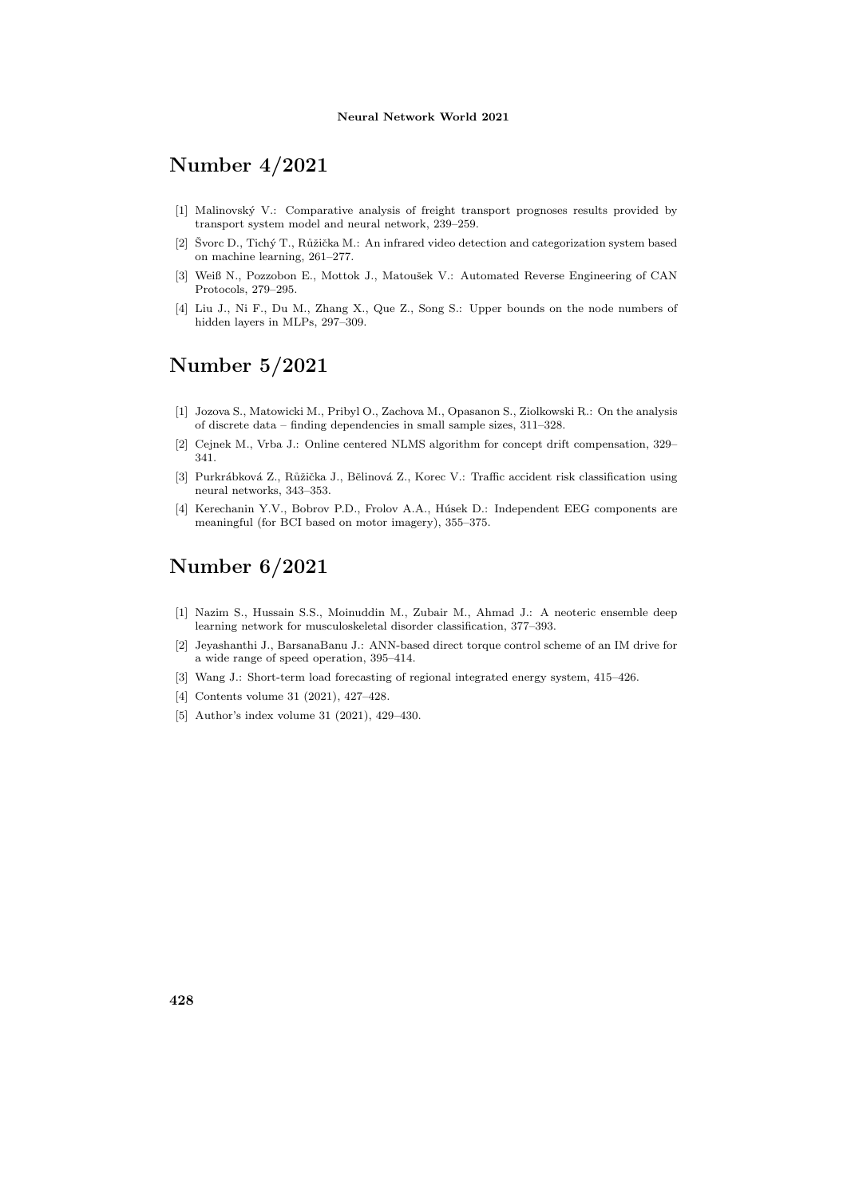## Number 4/2021

[1] Malinovský V.: Comparative analysis of freight transport prognoses results provided by transport system model and neural network, 239–259.

[2] Švorc D., Tichý T., Růžička M.: An infrared video detection and categorization system based on machine learning, 261–277.

[3] Weiß N., Pozzobon E., Mottok J., Matoušek V.: Automated Reverse Engineering of CAN Protocols, 279–295.

[4] Liu J., Ni F., Du M., Zhang X., Que Z., Song S.: Upper bounds on the node numbers of hidden layers in MLPs, 297–309.

## Number 5/2021

[1] Jozova S., Matowicki M., Pribyl O., Zachova M., Opasanon S., Ziolkowski R.: On the analysis of discrete data – finding dependencies in small sample sizes, 311–328.

[2] Cejnek M., Vrba J.: Online centered NLMS algorithm for concept drift compensation, 329–341.

[3] Purkrábková Z., Růžička J., Bělinová Z., Korec V.: Traffic accident risk classification using neural networks, 343–353.

[4] Kerechanin Y.V., Bobrov P.D., Frolov A.A., Húsek D.: Independent EEG components are meaningful (for BCI based on motor imagery), 355–375.

## Number 6/2021

[1] Nazim S., Hussain S.S., Moinuddin M., Zubair M., Ahmad J.: A neoteric ensemble deep learning network for musculoskeletal disorder classification, 377–393.

[2] Jeyashanthi J., BarsanaBanu J.: ANN-based direct torque control scheme of an IM drive for a wide range of speed operation, 395–414.

[3] Wang J.: Short-term load forecasting of regional integrated energy system, 415–426.

[4] Contents volume 31 (2021), 427–428.

[5] Author's index volume 31 (2021), 429–430.